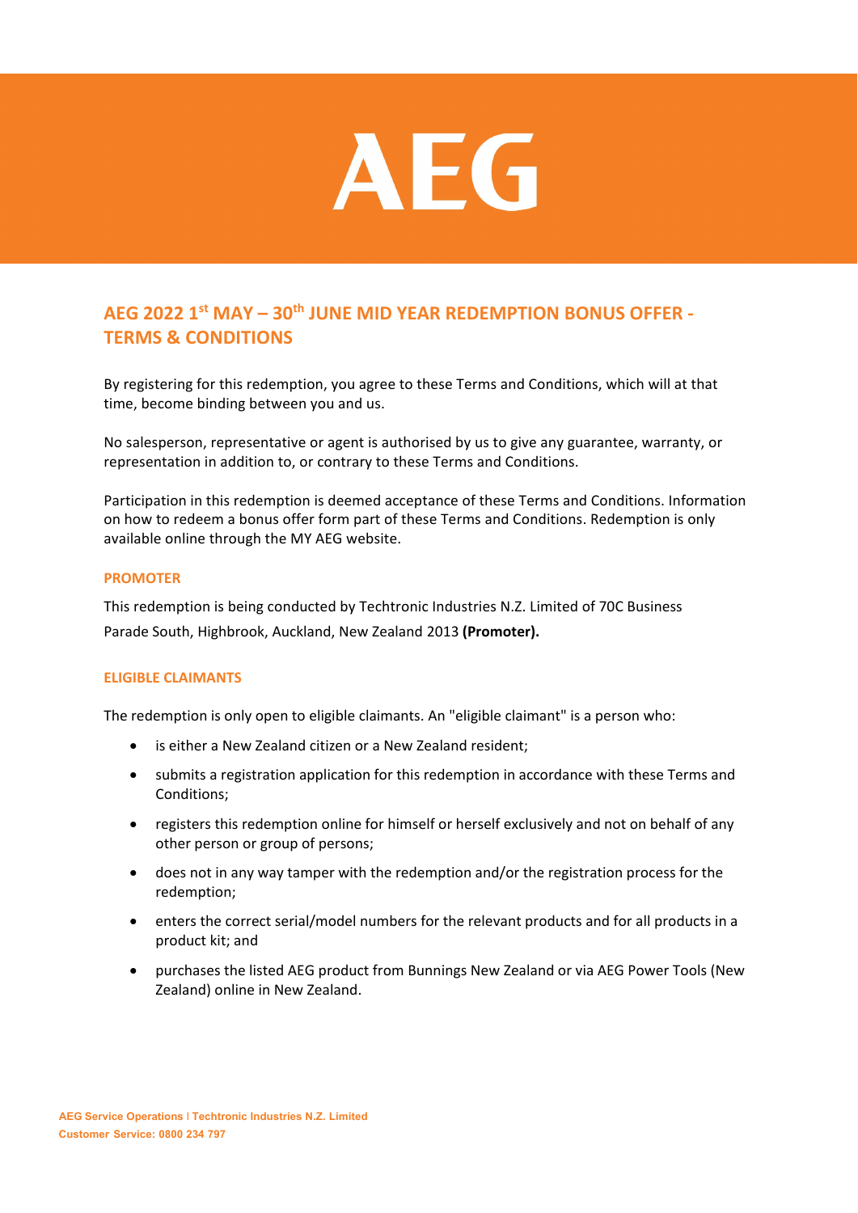# AEG

## AEG 2022 1st MAY – 30th JUNE MID YEAR REDEMPTION BONUS OFFER - TERMS & CONDITIONS

By registering for this redemption, you agree to these Terms and Conditions, which will at that time, become binding between you and us.

No salesperson, representative or agent is authorised by us to give any guarantee, warranty, or representation in addition to, or contrary to these Terms and Conditions.

Participation in this redemption is deemed acceptance of these Terms and Conditions. Information on how to redeem a bonus offer form part of these Terms and Conditions. Redemption is only available online through the MY AEG website.

### PROMOTER

This redemption is being conducted by Techtronic Industries N.Z. Limited of 70C Business Parade South, Highbrook, Auckland, New Zealand 2013 **(Promoter).**

### ELIGIBLE CLAIMANTS

The redemption is only open to eligible claimants. An "eligible claimant" is a person who:

- is either a New Zealand citizen or a New Zealand resident;
- submits a registration application for this redemption in accordance with these Terms and Conditions;
- registers this redemption online for himself or herself exclusively and not on behalf of any other person or group of persons;
- does not in any way tamper with the redemption and/or the registration process for the redemption;
- enters the correct serial/model numbers for the relevant products and for all products in a product kit; and
- purchases the listed AEG product from Bunnings New Zealand or via AEG Power Tools (New Zealand) online in New Zealand.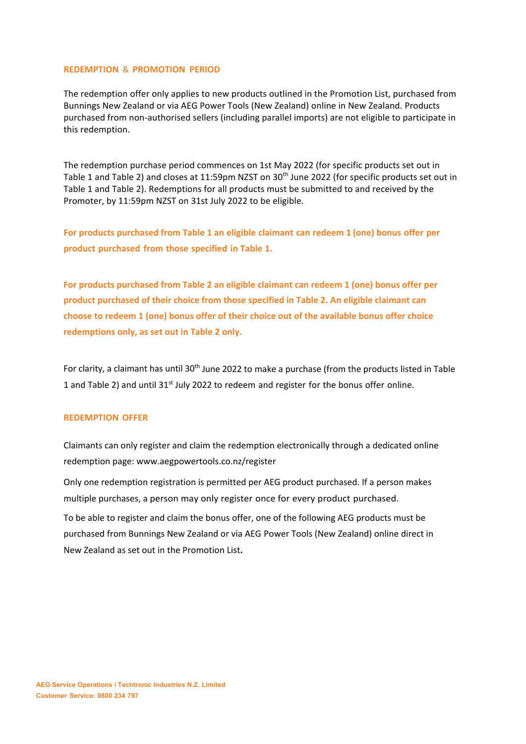## REDEMPTION & PROMOTION PERIOD

The redemption offer only applies to new products outlined in the Promotion List, purchased from Bunnings New Zealand or via AEG Power Tools (New Zealand) online in New Zealand. Products purchased from non-authorised sellers (including parallel imports) are not eligible to participate in this redemption.

The redemption purchase period commences on 1st May 2022 (for specific products set out in Table 1 and Table 2) and closes at 11:59pm NZST on 30th June 2022 (for specific products set out in Table 1 and Table 2). Redemptions for all products must be submitted to and received by the Promoter, by 11:59pm NZST on 31st July 2022 to be eligible.

**For products purchased from Table 1 an eligible claimant can redeem 1 (one) bonus offer per product purchased from those specified in Table 1.**

**For products purchased from Table 2 an eligible claimant can redeem 1 (one) bonus offer per product purchased of their choice from those specified in Table 2. An eligible claimant can choose to redeem 1 (one) bonus offer of their choice out of the available bonus offer choice redemptions only, as set out in Table 2 only.**

For clarity, a claimant has until 30th June 2022 to make a purchase (from the products listed in Table 1 and Table 2) and until 31st July 2022 to redeem and register for the bonus offer online.

## REDEMPTION OFFER

Claimants can only register and claim the redemption electronically through a dedicated online redemption page: www.aegpowertools.co.nz/register

Only one redemption registration is permitted per AEG product purchased. If a person makes multiple purchases, a person may only register once for every product purchased.

To be able to register and claim the bonus offer, one of the following AEG products must be purchased from Bunnings New Zealand or via AEG Power Tools (New Zealand) online direct in New Zealand as set out in the Promotion List**.**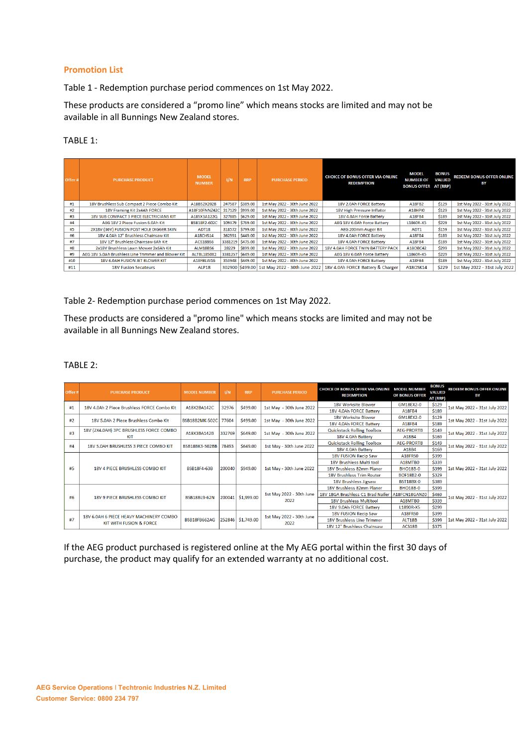## Promotion List

Table 1 - Redemption purchase period commences on 1st May 2022.

These products are considered a "promo line" which means stocks are limited and may not be available in all Bunnings New Zealand stores.

TABLE 1:

| Offer # | PURCHASE PRODUCT | MODEL NUMBER | I/N | RRP | PURCHASE PERIOD | CHOICE OF BONUS OFFER VIA ONLINE REDEMPTION | MODEL NUMBER OF BONUS OFFER | BONUS VALUED AT (RRP) | REDEEM BONUS OFFER ONLINE BY |
|---|---|---|---|---|---|---|---|---|---|
| #1 | 18V Brushless Sub Compact 2 Piece Combo Kit | A18BS2X202B | 247587 | $389.00 | 1st May 2022 - 30th June 2022 | 18V 2.0Ah FORCE Battery | A18FB2 | $129 | 1st May 2022 - 31st July 2022 |
| #2 | 18V Framing Kit 2x4Ah FORCE | A18FC0FNZ42C | 317129 | $999.00 | 1st May 2022 - 30th June 2022 | 18V High Pressure Inflator | A18HPI0 | $129 | 1st May 2022 - 31st July 2022 |
| #3 | 18V SUB COMPACT 3 PIECE ELECTRICIANS KIT | A18SX3A122Q | 327885 | $629.00 | 1st May 2022 - 30th June 2022 | 18V 4.0Ah Force Battery | A18FB4 | $189 | 1st May 2022 - 31st July 2022 |
| #4 | AEG 18V 2 Piece Fusion 6.0Ah Kit | BSB18F2-602C | 109379 | $769.00 | 1st May 2022 - 30th June 2022 | AEG 18V 6.0Ah Force Battery | L1860R-X5 | $229 | 1st May 2022 - 31st July 2022 |
| #5 | 2X18V (36V) FUSION POST HOLE DIGGER SKIN | ADT18 | 318572 | $799.00 | 1st May 2022 - 30th June 2022 | AEG 200mm Auger Bit | ADT1 | $159 | 1st May 2022 - 31st July 2022 |
| #6 | 18V 4.0Ah 12" Brushless Chainsaw Kit | A18CHS14 | 362591 | $449.00 | 1st May 2022 - 30th June 2022 | 18V 4.0Ah FORCE Battery | A18FB4 | $189 | 1st May 2022 - 31st July 2022 |
| #7 | 18V 12" Brushless Chainsaw 6Ah Kit | ACS18BS6 | 3381219 | $475.00 | 1st May 2022 - 30th June 2022 | 18V 4.0Ah FORCE Battery | A18FB4 | $189 | 1st May 2022 - 31st July 2022 |
| #8 | 2x18V Brushless Lawn Mower 2x6Ah Kit | ALM18BS6 | 28229 | $899.00 | 1st May 2022 - 30th June 2022 | 18V 4.0Ah FORCE TWIN BATTERY PACK | A18OBC42 | $299 | 1st May 2022 - 31st July 2022 |
| #9 | AEG 18V 5.0Ah Brushless Line Trimmer and Blower Kit | ALTBL1850X2 | 3381257 | $649.00 | 1st May 2022 - 30th June 2022 | AEG 18V 6.0Ah Force Battery | L1860R-X5 | $229 | 1st May 2022 - 31st July 2022 |
| #10 | 18V 6.0AH FUSION JET BLOWER KIT | A18FBLW16 | 353948 | $449.00 | 1st May 2022 - 30th June 2022 | 18V 4.0Ah FORCE Battery | A18FB4 | $189 | 1st May 2022 - 31st July 2022 |
| #11 | 18V Fusion Secateurs | ALP18 | 302900 | $499.00 | 1st May 2022 - 30th June 2022 | 18V 4.0Ah FORCE Battery & Charger | A18OSK14 | $229 | 1st May 2022 - 31st July 2022 |

Table 2- Redemption purchase period commences on 1st May 2022.

These products are considered a "promo line" which means stocks are limited and may not be available in all Bunnings New Zealand stores.

TABLE 2:

| Offer # | PURCHASE PRODUCT | MODEL NUMBER | I/N | RRP | PURCHASE PERIOD | CHOICE OF BONUS OFFER VIA ONLINE REDEMPTION | MODEL NUMBER OF BONUS OFFER | BONUS VALUED AT (RRP) | REDEEM BONUS OFFER ONLINE BY |
|---|---|---|---|---|---|---|---|---|---|
| #1 | 18V 4.0Ah 2 Piece Brushless FORCE Combo Kit | A18X2BA142C | 32976 | $499.00 | 1st May - 30th June 2022 | 18V Worksite Blower | GM18EX2-0 | $129 | 1st May 2022 - 31st July 2022 |
| | | | | | | 18V 4.0Ah FORCE Battery | A18FB4 | $189 | |
| #2 | 18V 5.0Ah 2 Piece Brushless Combo Kit | BSB18B2MK-502C | 77604 | $499.00 | 1st May - 30th June 2022 | 18V Worksite Blower | GM18EX2-0 | $129 | 1st May 2022 - 31st July 2022 |
| | | | | | | 18V 4.0Ah FORCE Battery | A18FB4 | $189 | |
| #3 | 18V (2X4.0AH) 3PC BRUSHLESS FORCE COMBO KIT | A18X3BA142B | 332769 | $649.00 | 1st May - 30th June 2022 | Quickstack Rolling Toolbox | AEG-PRORTB | $149 | 1st May 2022 - 31st July 2022 |
| | | | | | | 18V 4.0Ah Battery | A18B4 | $169 | |
| #4 | 18V 5.0AH BRUSHLESS 3 PIECE COMBO KIT | BSB18BK3-502BB | 78493 | $649.00 | 1st May - 30th June 2022 | Quickstack Rolling Toolbox | AEG-PRORTB | $149 | 1st May 2022 - 31st July 2022 |
| | | | | | | 18V 4.0Ah Battery | A18B4 | $169 | |
| #5 | 18V 4 PIECE BRUSHLESS COMBO KIT | BSB18F4-63B | 200040 | $949.00 | 1st May - 30th June 2022 | 18V FUSION Recip Saw | A18FRS0 | $399 | 1st May 2022 - 31st July 2022 |
| | | | | | | 18V Brushless Multi tool | A18MTBO | $339 | |
| | | | | | | 18V Brushless 82mm Planer | BHO18B-0 | $399 | |
| | | | | | | 18V Brushless Trim Router | BOF18B2-0 | $329 | |
| | | | | | | 18V Brushless Jigsaw | BST18BX-0 | $389 | |
| #6 | 18V 9 PIECE BRUSHLESS COMBO KIT | BSB18BL9-62N | 200041 | $1,999.00 | 1st May 2022 - 30th June 2022 | 18V Brushless 82mm Planer | BHO18B-0 | $399 | 1st May 2022 - 31st July 2022 |
| | | | | | | 18V 18GA Brushless C1 Brad Nailer | A18FCN18GANZ0 | $469 | |
| | | | | | | 18V Brushless Multitool | A18MTBO | $339 | |
| | | | | | | 18V 9.0Ah FORCE Battery | L1890R-X5 | $299 | |
| #7 | 18V 6.0AH 6 PIECE HEAVY MACHINERY COMBO KIT WITH FUSION & FORCE | BSB18FB662AG | 252846 | $1,749.00 | 1st May 2022 - 30th June 2022 | 18V FUSION Recip Saw | A18FRS0 | $399 | 1st May 2022 - 31st July 2022 |
| | | | | | | 18V Brushless Line Trimmer | ALT18B | $399 | |
| | | | | | | 18V 12" Brushless Chainsaw | ACS18B | $375 | |

If the AEG product purchased is registered online at the My AEG portal within the first 30 days of purchase, the product may qualify for an extended warranty at no additional cost.

**AEG Service Operations | Techtronic Industries N.Z. Limited**
**Customer Service: 0800 234 797**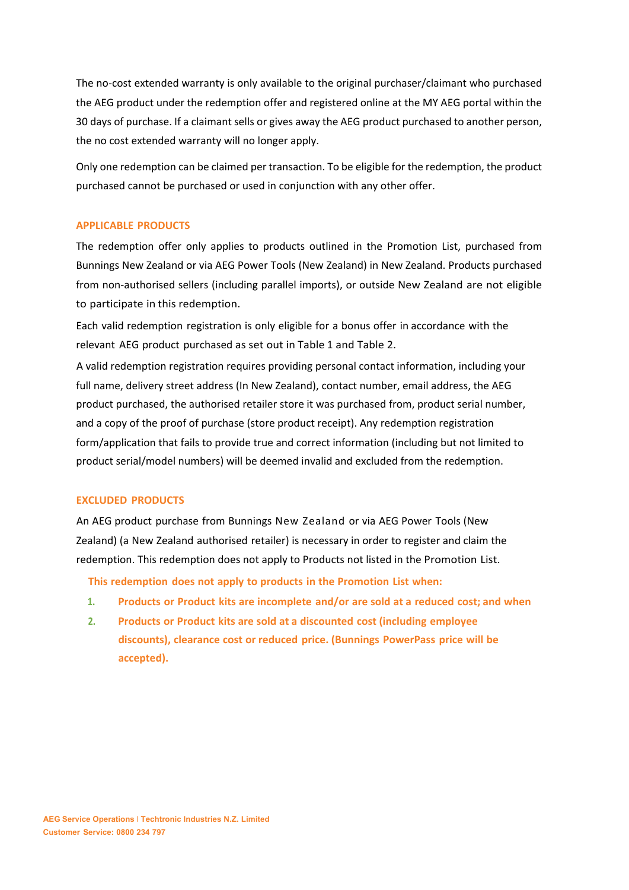The no-cost extended warranty is only available to the original purchaser/claimant who purchased the AEG product under the redemption offer and registered online at the MY AEG portal within the 30 days of purchase. If a claimant sells or gives away the AEG product purchased to another person, the no cost extended warranty will no longer apply.

Only one redemption can be claimed per transaction. To be eligible for the redemption, the product purchased cannot be purchased or used in conjunction with any other offer.

## APPLICABLE PRODUCTS

The redemption offer only applies to products outlined in the Promotion List, purchased from Bunnings New Zealand or via AEG Power Tools (New Zealand) in New Zealand. Products purchased from non-authorised sellers (including parallel imports), or outside New Zealand are not eligible to participate in this redemption.

Each valid redemption registration is only eligible for a bonus offer in accordance with the relevant AEG product purchased as set out in Table 1 and Table 2.

A valid redemption registration requires providing personal contact information, including your full name, delivery street address (In New Zealand), contact number, email address, the AEG product purchased, the authorised retailer store it was purchased from, product serial number, and a copy of the proof of purchase (store product receipt). Any redemption registration form/application that fails to provide true and correct information (including but not limited to product serial/model numbers) will be deemed invalid and excluded from the redemption.

## EXCLUDED PRODUCTS

An AEG product purchase from Bunnings New Zealand or via AEG Power Tools (New Zealand) (a New Zealand authorised retailer) is necessary in order to register and claim the redemption. This redemption does not apply to Products not listed in the Promotion List.

**This redemption does not apply to products in the Promotion List when:**

1. **Products or Product kits are incomplete and/or are sold at a reduced cost; and when**
2. **Products or Product kits are sold at a discounted cost (including employee discounts), clearance cost or reduced price. (Bunnings PowerPass price will be accepted).**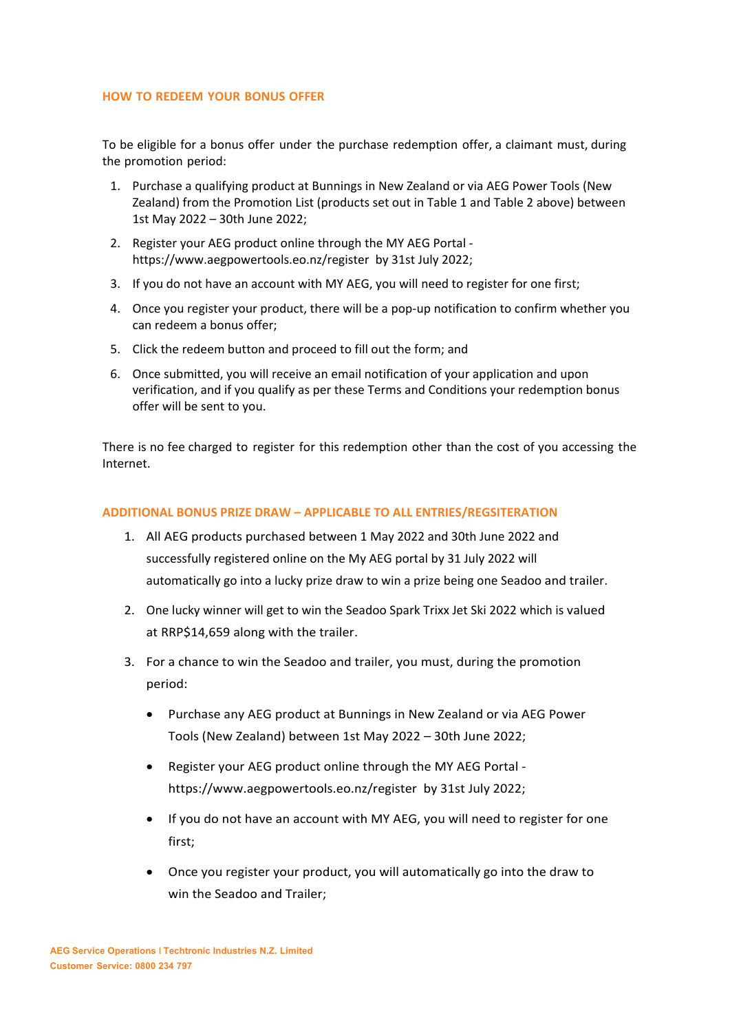## HOW TO REDEEM YOUR BONUS OFFER

To be eligible for a bonus offer under the purchase redemption offer, a claimant must, during the promotion period:

1. Purchase a qualifying product at Bunnings in New Zealand or via AEG Power Tools (New Zealand) from the Promotion List (products set out in Table 1 and Table 2 above) between 1st May 2022 – 30th June 2022;
2. Register your AEG product online through the MY AEG Portal - https://www.aegpowertools.eo.nz/register by 31st July 2022;
3. If you do not have an account with MY AEG, you will need to register for one first;
4. Once you register your product, there will be a pop-up notification to confirm whether you can redeem a bonus offer;
5. Click the redeem button and proceed to fill out the form; and
6. Once submitted, you will receive an email notification of your application and upon verification, and if you qualify as per these Terms and Conditions your redemption bonus offer will be sent to you.

There is no fee charged to register for this redemption other than the cost of you accessing the Internet.

## ADDITIONAL BONUS PRIZE DRAW – APPLICABLE TO ALL ENTRIES/REGSITERATION

1. All AEG products purchased between 1 May 2022 and 30th June 2022 and successfully registered online on the My AEG portal by 31 July 2022 will automatically go into a lucky prize draw to win a prize being one Seadoo and trailer.
2. One lucky winner will get to win the Seadoo Spark Trixx Jet Ski 2022 which is valued at RRP$14,659 along with the trailer.
3. For a chance to win the Seadoo and trailer, you must, during the promotion period:
   - Purchase any AEG product at Bunnings in New Zealand or via AEG Power Tools (New Zealand) between 1st May 2022 – 30th June 2022;
   - Register your AEG product online through the MY AEG Portal - https://www.aegpowertools.eo.nz/register by 31st July 2022;
   - If you do not have an account with MY AEG, you will need to register for one first;
   - Once you register your product, you will automatically go into the draw to win the Seadoo and Trailer;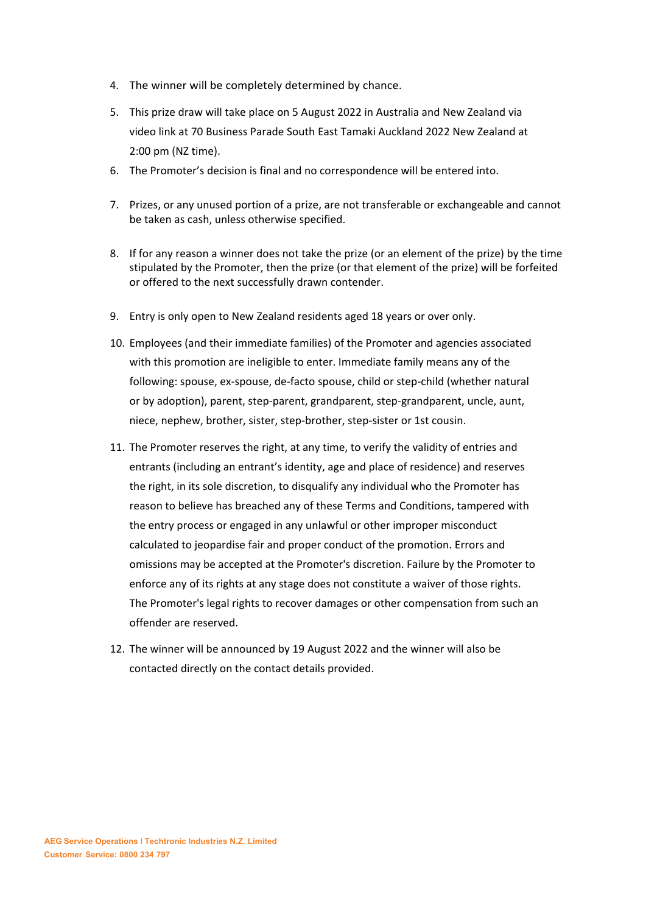4. The winner will be completely determined by chance.

5. This prize draw will take place on 5 August 2022 in Australia and New Zealand via video link at 70 Business Parade South East Tamaki Auckland 2022 New Zealand at 2:00 pm (NZ time).

6. The Promoter's decision is final and no correspondence will be entered into.

7. Prizes, or any unused portion of a prize, are not transferable or exchangeable and cannot be taken as cash, unless otherwise specified.

8. If for any reason a winner does not take the prize (or an element of the prize) by the time stipulated by the Promoter, then the prize (or that element of the prize) will be forfeited or offered to the next successfully drawn contender.

9. Entry is only open to New Zealand residents aged 18 years or over only.

10. Employees (and their immediate families) of the Promoter and agencies associated with this promotion are ineligible to enter. Immediate family means any of the following: spouse, ex-spouse, de-facto spouse, child or step-child (whether natural or by adoption), parent, step-parent, grandparent, step-grandparent, uncle, aunt, niece, nephew, brother, sister, step-brother, step-sister or 1st cousin.

11. The Promoter reserves the right, at any time, to verify the validity of entries and entrants (including an entrant's identity, age and place of residence) and reserves the right, in its sole discretion, to disqualify any individual who the Promoter has reason to believe has breached any of these Terms and Conditions, tampered with the entry process or engaged in any unlawful or other improper misconduct calculated to jeopardise fair and proper conduct of the promotion. Errors and omissions may be accepted at the Promoter's discretion. Failure by the Promoter to enforce any of its rights at any stage does not constitute a waiver of those rights. The Promoter's legal rights to recover damages or other compensation from such an offender are reserved.

12. The winner will be announced by 19 August 2022 and the winner will also be contacted directly on the contact details provided.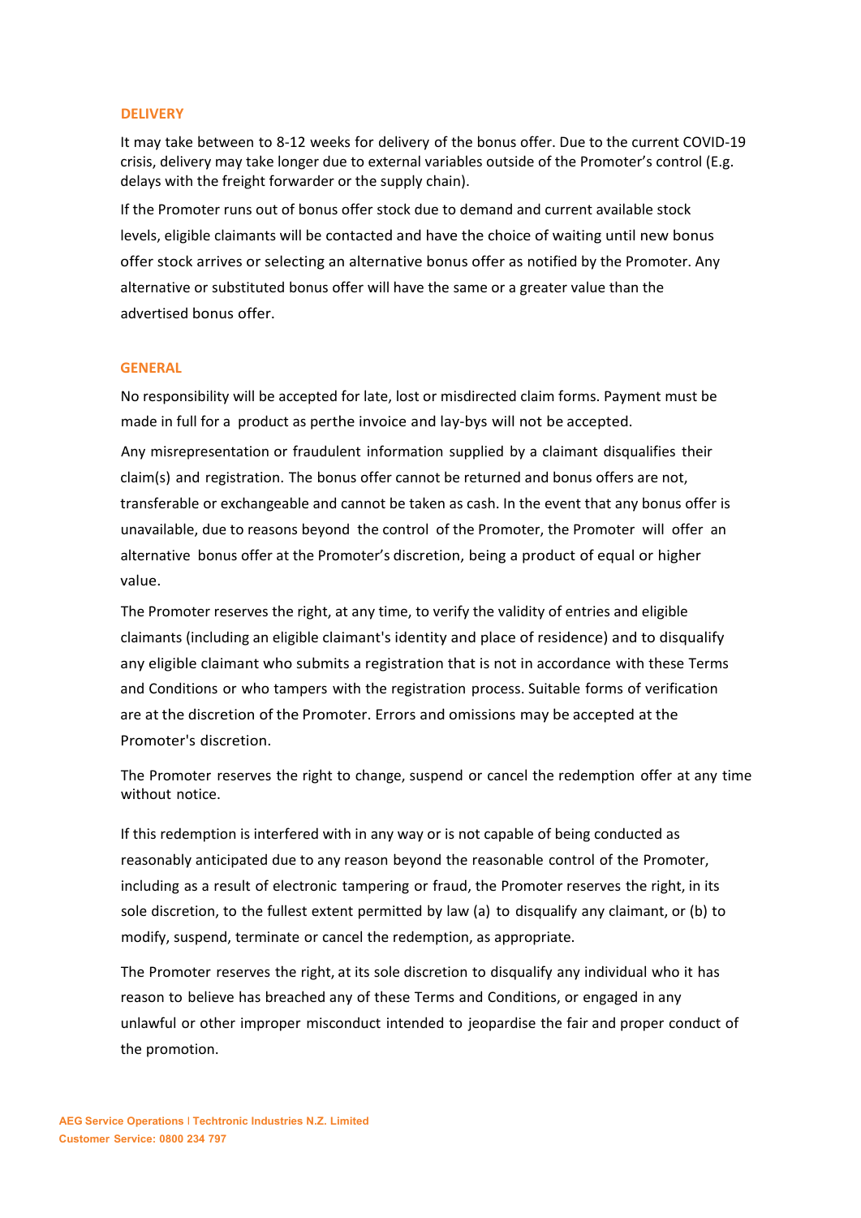## DELIVERY

It may take between to 8-12 weeks for delivery of the bonus offer. Due to the current COVID-19 crisis, delivery may take longer due to external variables outside of the Promoter's control (E.g. delays with the freight forwarder or the supply chain).

If the Promoter runs out of bonus offer stock due to demand and current available stock levels, eligible claimants will be contacted and have the choice of waiting until new bonus offer stock arrives or selecting an alternative bonus offer as notified by the Promoter. Any alternative or substituted bonus offer will have the same or a greater value than the advertised bonus offer.

## GENERAL

No responsibility will be accepted for late, lost or misdirected claim forms. Payment must be made in full for a product as perthe invoice and lay-bys will not be accepted.

Any misrepresentation or fraudulent information supplied by a claimant disqualifies their claim(s) and registration. The bonus offer cannot be returned and bonus offers are not, transferable or exchangeable and cannot be taken as cash. In the event that any bonus offer is unavailable, due to reasons beyond the control of the Promoter, the Promoter will offer an alternative bonus offer at the Promoter's discretion, being a product of equal or higher value.

The Promoter reserves the right, at any time, to verify the validity of entries and eligible claimants (including an eligible claimant's identity and place of residence) and to disqualify any eligible claimant who submits a registration that is not in accordance with these Terms and Conditions or who tampers with the registration process. Suitable forms of verification are at the discretion of the Promoter. Errors and omissions may be accepted at the Promoter's discretion.

The Promoter reserves the right to change, suspend or cancel the redemption offer at any time without notice.

If this redemption is interfered with in any way or is not capable of being conducted as reasonably anticipated due to any reason beyond the reasonable control of the Promoter, including as a result of electronic tampering or fraud, the Promoter reserves the right, in its sole discretion, to the fullest extent permitted by law (a) to disqualify any claimant, or (b) to modify, suspend, terminate or cancel the redemption, as appropriate.

The Promoter reserves the right, at its sole discretion to disqualify any individual who it has reason to believe has breached any of these Terms and Conditions, or engaged in any unlawful or other improper misconduct intended to jeopardise the fair and proper conduct of the promotion.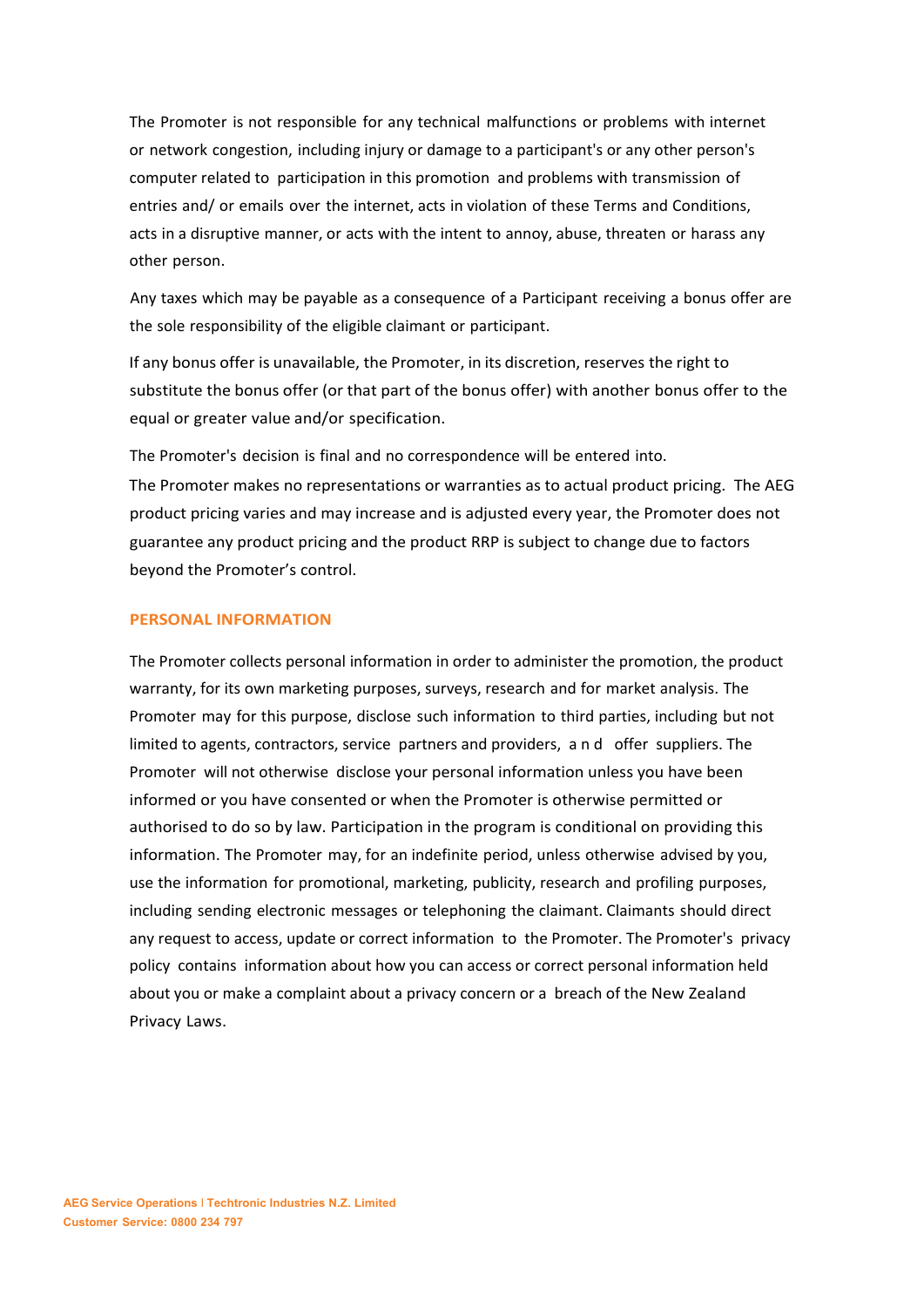The Promoter is not responsible for any technical malfunctions or problems with internet or network congestion, including injury or damage to a participant's or any other person's computer related to participation in this promotion and problems with transmission of entries and/ or emails over the internet, acts in violation of these Terms and Conditions, acts in a disruptive manner, or acts with the intent to annoy, abuse, threaten or harass any other person.

Any taxes which may be payable as a consequence of a Participant receiving a bonus offer are the sole responsibility of the eligible claimant or participant.

If any bonus offer is unavailable, the Promoter, in its discretion, reserves the right to substitute the bonus offer (or that part of the bonus offer) with another bonus offer to the equal or greater value and/or specification.

The Promoter's decision is final and no correspondence will be entered into.

The Promoter makes no representations or warranties as to actual product pricing. The AEG product pricing varies and may increase and is adjusted every year, the Promoter does not guarantee any product pricing and the product RRP is subject to change due to factors beyond the Promoter's control.

## PERSONAL INFORMATION

The Promoter collects personal information in order to administer the promotion, the product warranty, for its own marketing purposes, surveys, research and for market analysis. The Promoter may for this purpose, disclose such information to third parties, including but not limited to agents, contractors, service partners and providers, and offer suppliers. The Promoter will not otherwise disclose your personal information unless you have been informed or you have consented or when the Promoter is otherwise permitted or authorised to do so by law. Participation in the program is conditional on providing this information. The Promoter may, for an indefinite period, unless otherwise advised by you, use the information for promotional, marketing, publicity, research and profiling purposes, including sending electronic messages or telephoning the claimant. Claimants should direct any request to access, update or correct information to the Promoter. The Promoter's privacy policy contains information about how you can access or correct personal information held about you or make a complaint about a privacy concern or a breach of the New Zealand Privacy Laws.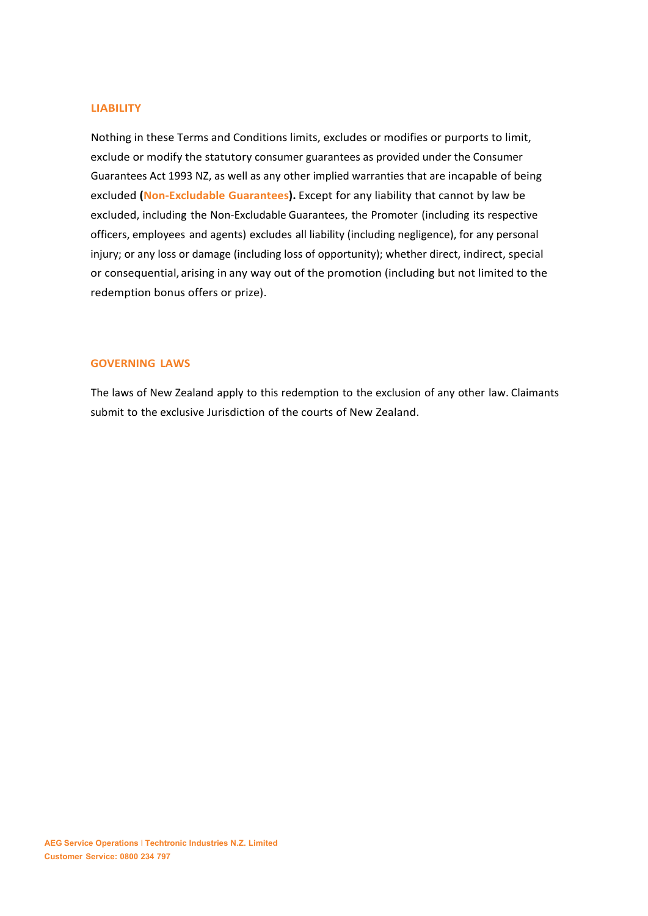## LIABILITY

Nothing in these Terms and Conditions limits, excludes or modifies or purports to limit, exclude or modify the statutory consumer guarantees as provided under the Consumer Guarantees Act 1993 NZ, as well as any other implied warranties that are incapable of being excluded **(Non-Excludable Guarantees).** Except for any liability that cannot by law be excluded, including the Non-Excludable Guarantees, the Promoter (including its respective officers, employees and agents) excludes all liability (including negligence), for any personal injury; or any loss or damage (including loss of opportunity); whether direct, indirect, special or consequential, arising in any way out of the promotion (including but not limited to the redemption bonus offers or prize).

## GOVERNING LAWS

The laws of New Zealand apply to this redemption to the exclusion of any other law. Claimants submit to the exclusive Jurisdiction of the courts of New Zealand.

**AEG Service Operations I Techtronic Industries N.Z. Limited**
**Customer Service: 0800 234 797**